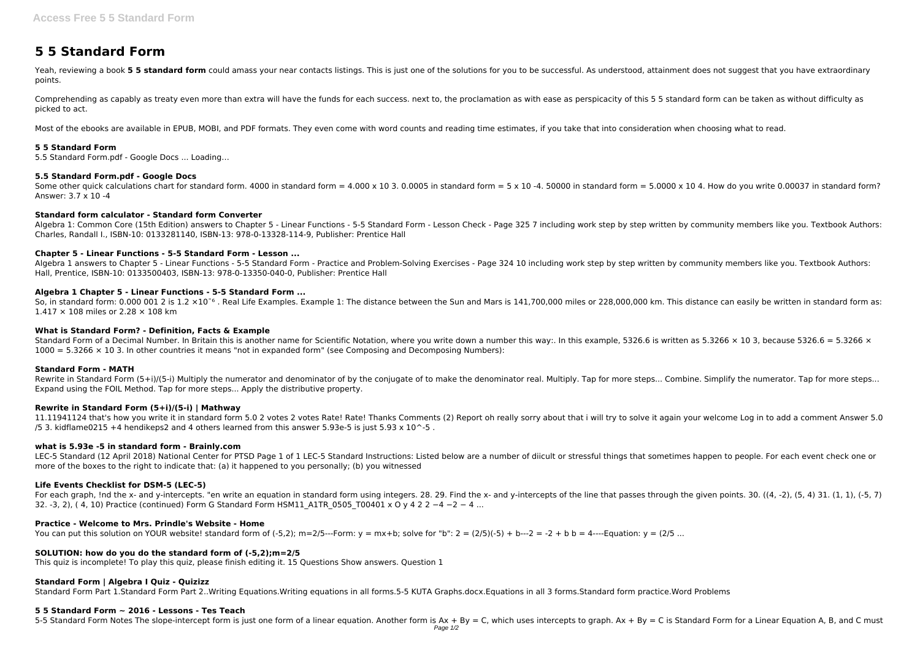# 5 5 Standard Form

Yeah, reviewing a book **5 5 standard form** could amass your near contacts listings. This is just one of the solutions for you to be successful. As understood, attainment does not suggest that you have extraordinary points.

Comprehending as capably as treaty even more than extra will have the funds for each success. next to, the proclamation as with ease as perspicacity of this 5 5 standard form can be taken as without difficulty as picked to act.

Most of the ebooks are available in EPUB, MOBI, and PDF formats. They even come with word counts and reading time estimates, if you take that into consideration when choosing what to read.

### 5 5 Standard Form

5.5 Standard Form.pdf - Google Docs ... Loading…

### 5.5 Standard Form.pdf - Google Docs

Some other quick calculations chart for standard form. 4000 in standard form = 4.000 x 10 3. 0.0005 in standard form = 5 x 10 -4. 50000 in standard form = 5.0000 x 10 4. How do you write 0.00037 in standard form? Answer: 3.7 x 10 -4

### Standard form calculator - Standard form Converter

Algebra 1: Common Core (15th Edition) answers to Chapter 5 - Linear Functions - 5-5 Standard Form - Lesson Check - Page 325 7 including work step by step written by community members like you. Textbook Authors: Charles, Randall I., ISBN-10: 0133281140, ISBN-13: 978-0-13328-114-9, Publisher: Prentice Hall

### Chapter 5 - Linear Functions - 5-5 Standard Form - Lesson ...

Algebra 1 answers to Chapter 5 - Linear Functions - 5-5 Standard Form - Practice and Problem-Solving Exercises - Page 324 10 including work step by step written by community members like you. Textbook Authors: Hall, Prentice, ISBN-10: 0133500403, ISBN-13: 978-0-13350-040-0, Publisher: Prentice Hall

### Algebra 1 Chapter 5 - Linear Functions - 5-5 Standard Form ...

So, in standard form: 0.000 001 2 is $1.2 \times 10^{-6}$ . Real Life Examples. Example 1: The distance between the Sun and Mars is 141,700,000 miles or 228,000,000 km. This distance can easily be written in standard form as: 1.417 × 108 miles or 2.28 × 108 km

### What is Standard Form? - Definition, Facts & Example

Standard Form of a Decimal Number. In Britain this is another name for Scientific Notation, where you write down a number this way:. In this example, 5326.6 is written as 5.3266 × 10 3, because 5326.6 = 5.3266 × 1000 = 5.3266 × 10 3. In other countries it means "not in expanded form" (see Composing and Decomposing Numbers):

### Standard Form - MATH

Rewrite in Standard Form (5+i)/(5-i) Multiply the numerator and denominator of by the conjugate of to make the denominator real. Multiply. Tap for more steps... Combine. Simplify the numerator. Tap for more steps... Expand using the FOIL Method. Tap for more steps... Apply the distributive property.

### Rewrite in Standard Form (5+i)/(5-i) | Mathway

11.11941124 that's how you write it in standard form 5.0 2 votes 2 votes Rate! Rate! Thanks Comments (2) Report oh really sorry about that i will try to solve it again your welcome Log in to add a comment Answer 5.0 /5 3. kidflame0215 +4 hendikeps2 and 4 others learned from this answer 5.93e-5 is just 5.93 x 10^-5 .

### what is 5.93e -5 in standard form - Brainly.com

LEC-5 Standard (12 April 2018) National Center for PTSD Page 1 of 1 LEC-5 Standard Instructions: Listed below are a number of diicult or stressful things that sometimes happen to people. For each event check one or more of the boxes to the right to indicate that: (a) it happened to you personally; (b) you witnessed

### Life Events Checklist for DSM-5 (LEC-5)

For each graph, !nd the x- and y-intercepts. "en write an equation in standard form using integers. 28. 29. Find the x- and y-intercepts of the line that passes through the given points. 30. ((4, -2), (5, 4) 31. (1, 1), (-5, 7) 32. -3, 2), ( 4, 10) Practice (continued) Form G Standard Form HSM11_A1TR_0505_T00401 x O y 4 2 2 −4 −2 − 4 ...

### Practice - Welcome to Mrs. Prindle's Website - Home

You can put this solution on YOUR website! standard form of (-5,2); m=2/5---Form: y = mx+b; solve for "b": 2 = (2/5)(-5) + b---2 = -2 + b b = 4----Equation: y = (2/5 ...

### SOLUTION: how do you do the standard form of (-5,2);m=2/5

This quiz is incomplete! To play this quiz, please finish editing it. 15 Questions Show answers. Question 1

### Standard Form | Algebra I Quiz - Quizizz

Standard Form Part 1.Standard Form Part 2..Writing Equations.Writing equations in all forms.5-5 KUTA Graphs.docx.Equations in all 3 forms.Standard form practice.Word Problems

### 5 5 Standard Form ~ 2016 - Lessons - Tes Teach

5-5 Standard Form Notes The slope-intercept form is just one form of a linear equation. Another form is $Ax + By = C$, which uses intercepts to graph. $Ax + By = C$ is Standard Form for a Linear Equation A, B, and C must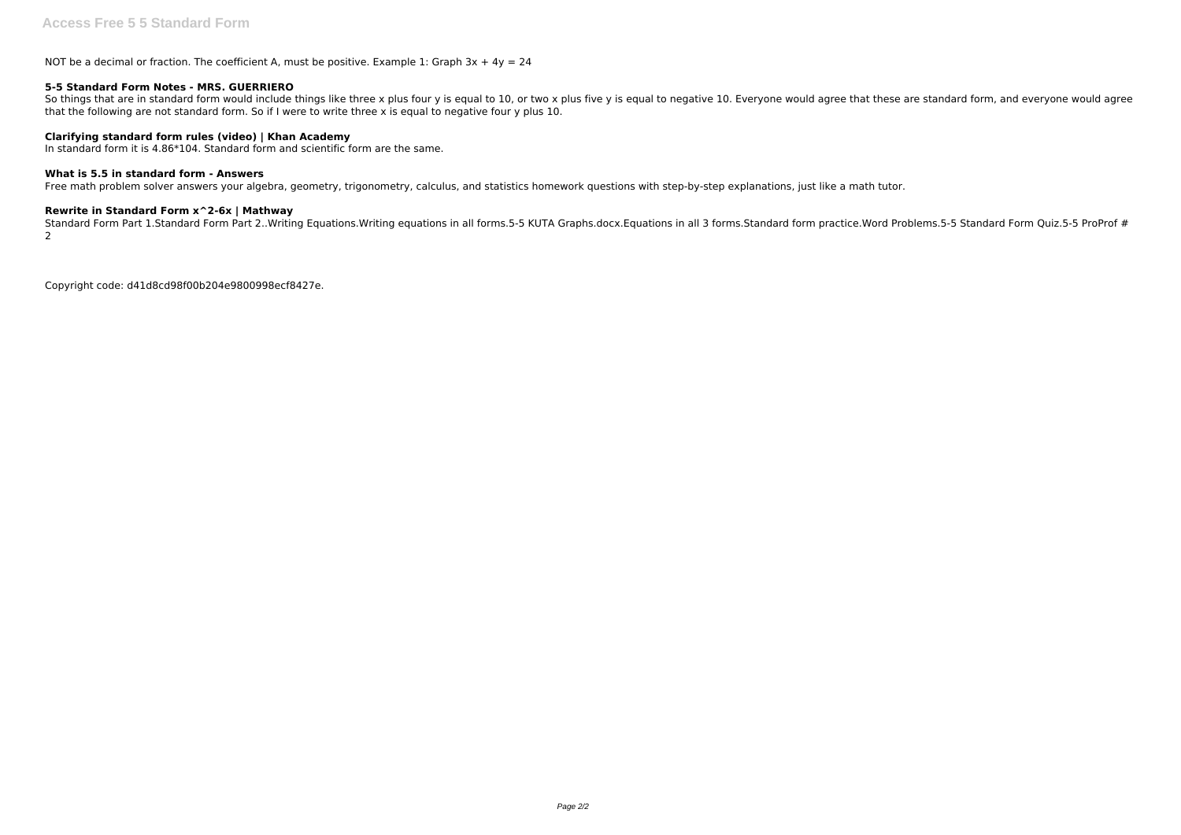NOT be a decimal or fraction. The coefficient A, must be positive. Example 1: Graph $3x + 4y = 24$

### 5-5 Standard Form Notes - MRS. GUERRIERO

So things that are in standard form would include things like three x plus four y is equal to 10, or two x plus five y is equal to negative 10. Everyone would agree that these are standard form, and everyone would agree that the following are not standard form. So if I were to write three x is equal to negative four y plus 10.

### Clarifying standard form rules (video) | Khan Academy

In standard form it is 4.86*104. Standard form and scientific form are the same.

### What is 5.5 in standard form - Answers

Free math problem solver answers your algebra, geometry, trigonometry, calculus, and statistics homework questions with step-by-step explanations, just like a math tutor.

### Rewrite in Standard Form x^2-6x | Mathway

Standard Form Part 1.Standard Form Part 2..Writing Equations.Writing equations in all forms.5-5 KUTA Graphs.docx.Equations in all 3 forms.Standard form practice.Word Problems.5-5 Standard Form Quiz.5-5 ProProf # 2

Copyright code: d41d8cd98f00b204e9800998ecf8427e.